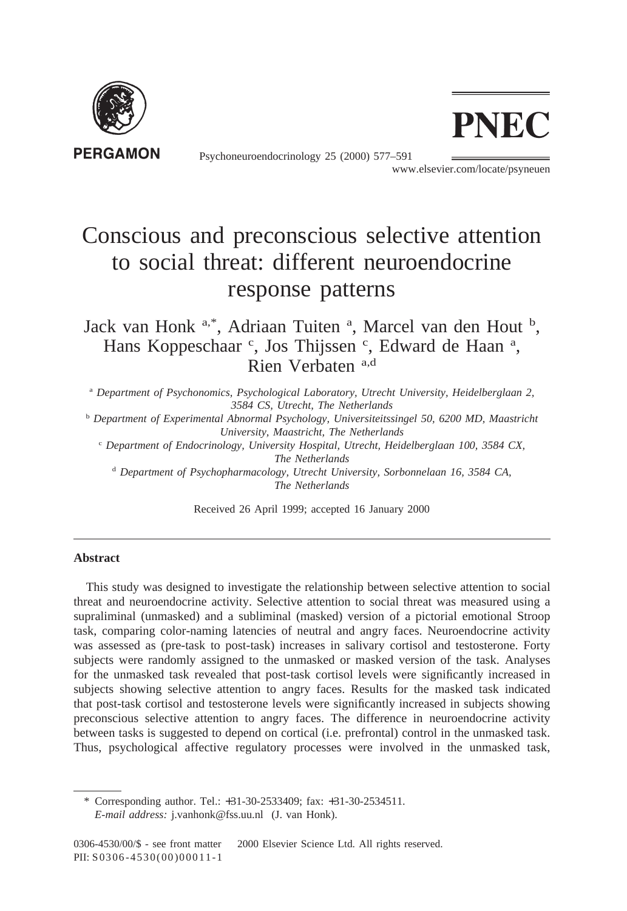# Conscious and preconscious selective attention to social threat: different neuroendocrine response patterns

Jack van Honk [a,*], Adriaan Tuiten [a], Marcel van den Hout [b], Hans Koppeschaar [c], Jos Thijssen [c], Edward de Haan [a], Rien Verbaten [a,d]

[a] *Department of Psychonomics, Psychological Laboratory, Utrecht University, Heidelberglaan 2, 3584 CS, Utrecht, The Netherlands*

[b] *Department of Experimental Abnormal Psychology, Universiteitssingel 50, 6200 MD, Maastricht University, Maastricht, The Netherlands*

[c] *Department of Endocrinology, University Hospital, Utrecht, Heidelberglaan 100, 3584 CX, The Netherlands*

[d] *Department of Psychopharmacology, Utrecht University, Sorbonnelaan 16, 3584 CA, The Netherlands*

Received 26 April 1999; accepted 16 January 2000

---

**Abstract**

This study was designed to investigate the relationship between selective attention to social threat and neuroendocrine activity. Selective attention to social threat was measured using a supraliminal (unmasked) and a subliminal (masked) version of a pictorial emotional Stroop task, comparing color-naming latencies of neutral and angry faces. Neuroendocrine activity was assessed as (pre-task to post-task) increases in salivary cortisol and testosterone. Forty subjects were randomly assigned to the unmasked or masked version of the task. Analyses for the unmasked task revealed that post-task cortisol levels were significantly increased in subjects showing selective attention to angry faces. Results for the masked task indicated that post-task cortisol and testosterone levels were significantly increased in subjects showing preconscious selective attention to angry faces. The difference in neuroendocrine activity between tasks is suggested to depend on cortical (i.e. prefrontal) control in the unmasked task. Thus, psychological affective regulatory processes were involved in the unmasked task,

---

\* Corresponding author. Tel.: +31-30-2533409; fax: +31-30-2534511.
*E-mail address:* j.vanhonk@fss.uu.nl (J. van Honk).

0306-4530/00/$ - see front matter © 2000 Elsevier Science Ltd. All rights reserved.
PII: S0306-4530(00)00011-1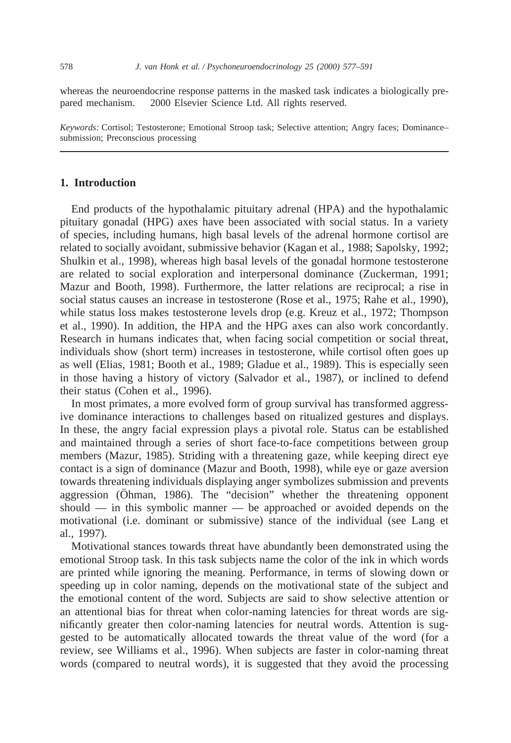whereas the neuroendocrine response patterns in the masked task indicates a biologically prepared mechanism. 2000 Elsevier Science Ltd. All rights reserved.

*Keywords:* Cortisol; Testosterone; Emotional Stroop task; Selective attention; Angry faces; Dominance–submission; Preconscious processing

## 1. Introduction

End products of the hypothalamic pituitary adrenal (HPA) and the hypothalamic pituitary gonadal (HPG) axes have been associated with social status. In a variety of species, including humans, high basal levels of the adrenal hormone cortisol are related to socially avoidant, submissive behavior (Kagan et al., 1988; Sapolsky, 1992; Shulkin et al., 1998), whereas high basal levels of the gonadal hormone testosterone are related to social exploration and interpersonal dominance (Zuckerman, 1991; Mazur and Booth, 1998). Furthermore, the latter relations are reciprocal; a rise in social status causes an increase in testosterone (Rose et al., 1975; Rahe et al., 1990), while status loss makes testosterone levels drop (e.g. Kreuz et al., 1972; Thompson et al., 1990). In addition, the HPA and the HPG axes can also work concordantly. Research in humans indicates that, when facing social competition or social threat, individuals show (short term) increases in testosterone, while cortisol often goes up as well (Elias, 1981; Booth et al., 1989; Gladue et al., 1989). This is especially seen in those having a history of victory (Salvador et al., 1987), or inclined to defend their status (Cohen et al., 1996).

In most primates, a more evolved form of group survival has transformed aggressive dominance interactions to challenges based on ritualized gestures and displays. In these, the angry facial expression plays a pivotal role. Status can be established and maintained through a series of short face-to-face competitions between group members (Mazur, 1985). Striding with a threatening gaze, while keeping direct eye contact is a sign of dominance (Mazur and Booth, 1998), while eye or gaze aversion towards threatening individuals displaying anger symbolizes submission and prevents aggression (Öhman, 1986). The "decision" whether the threatening opponent should — in this symbolic manner — be approached or avoided depends on the motivational (i.e. dominant or submissive) stance of the individual (see Lang et al., 1997).

Motivational stances towards threat have abundantly been demonstrated using the emotional Stroop task. In this task subjects name the color of the ink in which words are printed while ignoring the meaning. Performance, in terms of slowing down or speeding up in color naming, depends on the motivational state of the subject and the emotional content of the word. Subjects are said to show selective attention or an attentional bias for threat when color-naming latencies for threat words are significantly greater then color-naming latencies for neutral words. Attention is suggested to be automatically allocated towards the threat value of the word (for a review, see Williams et al., 1996). When subjects are faster in color-naming threat words (compared to neutral words), it is suggested that they avoid the processing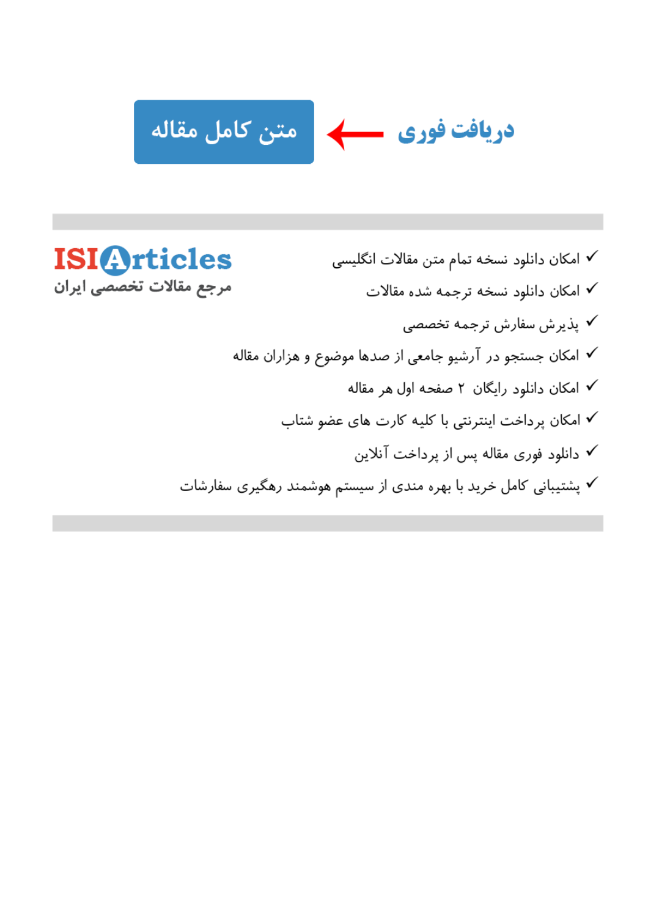دریافت فوری ← **متن کامل مقاله**

**ISIArticles**
مرجع مقالات تخصصی ایران

- ✓ امکان دانلود نسخه تمام متن مقالات انگلیسی
- ✓ امکان دانلود نسخه ترجمه شده مقالات
- ✓ پذیرش سفارش ترجمه تخصصی
- ✓ امکان جستجو در آرشیو جامعی از صدها موضوع و هزاران مقاله
- ✓ امکان دانلود رایگان ۲ صفحه اول هر مقاله
- ✓ امکان پرداخت اینترنتی با کلیه کارت های عضو شتاب
- ✓ دانلود فوری مقاله پس از پرداخت آنلاین
- ✓ پشتیبانی کامل خرید با بهره مندی از سیستم هوشمند رهگیری سفارشات